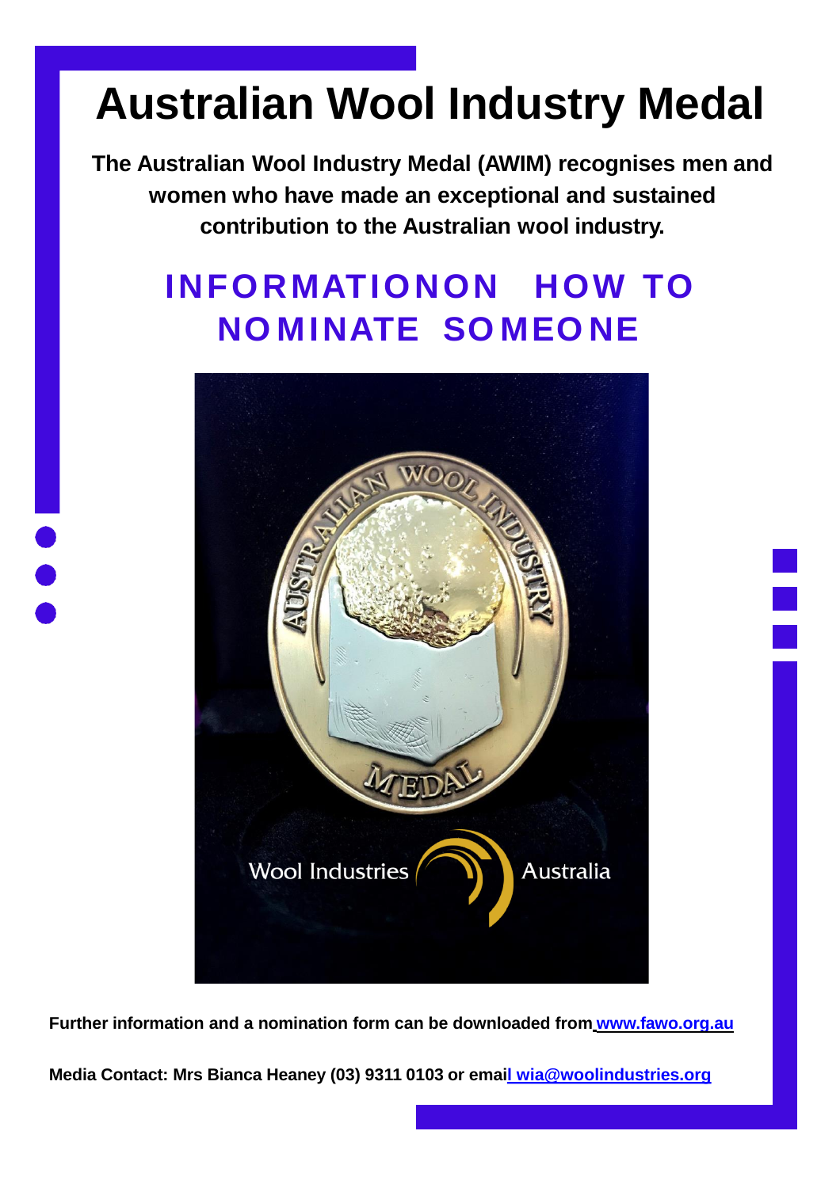# Australian Wool Industry Medal

**The Australian Wool Industry Medal (AWIM) recognises men and women who have made an exceptional and sustained contribution to the Australian wool industry.**

## INFORMATION ON HOW TO NOMINATE SOMEONE

**Further information and a nomination form can be downloaded from www.fawo.org.au**

**Media Contact: Mrs Bianca Heaney (03) 9311 0103 or email wia@woolindustries.org**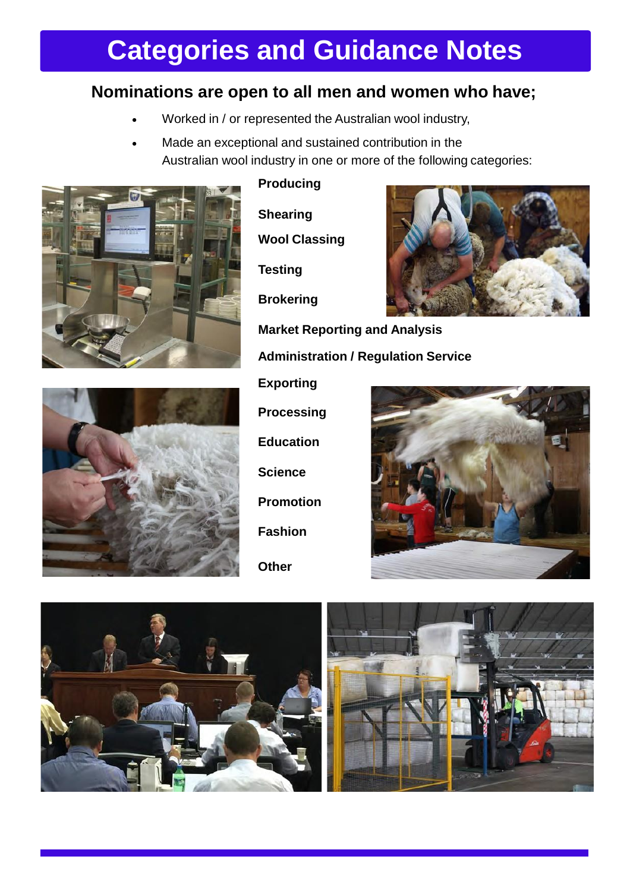# Categories and Guidance Notes

## Nominations are open to all men and women who have;

- Worked in / or represented the Australian wool industry,
- Made an exceptional and sustained contribution in the Australian wool industry in one or more of the following categories:

**Producing**

**Shearing**

**Wool Classing**

**Testing**

**Brokering**

**Market Reporting and Analysis**

**Administration / Regulation Service**

**Exporting**

**Processing**

**Education**

**Science**

**Promotion**

**Fashion**

**Other**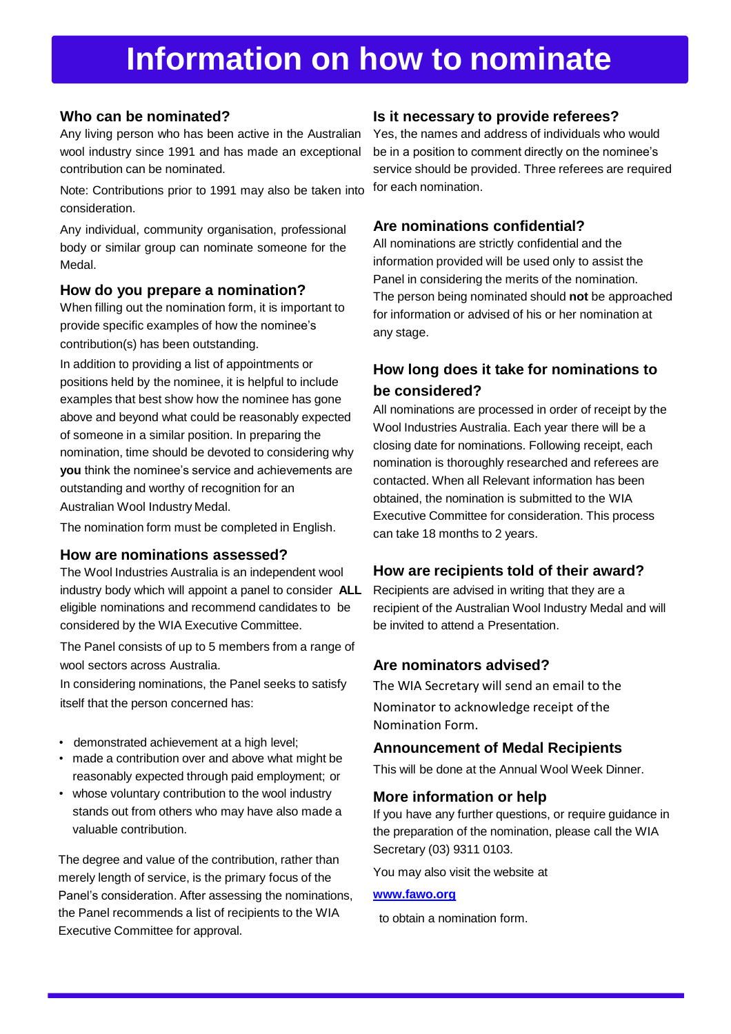# Information on how to nominate

## Who can be nominated?

Any living person who has been active in the Australian wool industry since 1991 and has made an exceptional contribution can be nominated.

Note: Contributions prior to 1991 may also be taken into consideration.

Any individual, community organisation, professional body or similar group can nominate someone for the Medal.

## How do you prepare a nomination?

When filling out the nomination form, it is important to provide specific examples of how the nominee's contribution(s) has been outstanding.

In addition to providing a list of appointments or positions held by the nominee, it is helpful to include examples that best show how the nominee has gone above and beyond what could be reasonably expected of someone in a similar position. In preparing the nomination, time should be devoted to considering why **you** think the nominee's service and achievements are outstanding and worthy of recognition for an Australian Wool Industry Medal.

The nomination form must be completed in English.

## How are nominations assessed?

The Wool Industries Australia is an independent wool industry body which will appoint a panel to consider **ALL** eligible nominations and recommend candidates to be considered by the WIA Executive Committee.

The Panel consists of up to 5 members from a range of wool sectors across Australia.

In considering nominations, the Panel seeks to satisfy itself that the person concerned has:

- demonstrated achievement at a high level;
- made a contribution over and above what might be reasonably expected through paid employment; or
- whose voluntary contribution to the wool industry stands out from others who may have also made a valuable contribution.

The degree and value of the contribution, rather than merely length of service, is the primary focus of the Panel's consideration. After assessing the nominations, the Panel recommends a list of recipients to the WIA Executive Committee for approval.

## Is it necessary to provide referees?

Yes, the names and address of individuals who would be in a position to comment directly on the nominee's service should be provided. Three referees are required for each nomination.

## Are nominations confidential?

All nominations are strictly confidential and the information provided will be used only to assist the Panel in considering the merits of the nomination. The person being nominated should **not** be approached for information or advised of his or her nomination at any stage.

## How long does it take for nominations to be considered?

All nominations are processed in order of receipt by the Wool Industries Australia. Each year there will be a closing date for nominations. Following receipt, each nomination is thoroughly researched and referees are contacted. When all Relevant information has been obtained, the nomination is submitted to the WIA Executive Committee for consideration. This process can take 18 months to 2 years.

## How are recipients told of their award?

Recipients are advised in writing that they are a recipient of the Australian Wool Industry Medal and will be invited to attend a Presentation.

## Are nominators advised?

The WIA Secretary will send an email to the Nominator to acknowledge receipt of the Nomination Form.

## Announcement of Medal Recipients

This will be done at the Annual Wool Week Dinner.

## More information or help

If you have any further questions, or require guidance in the preparation of the nomination, please call the WIA Secretary (03) 9311 0103.

You may also visit the website at

**www.fawo.org**

to obtain a nomination form.